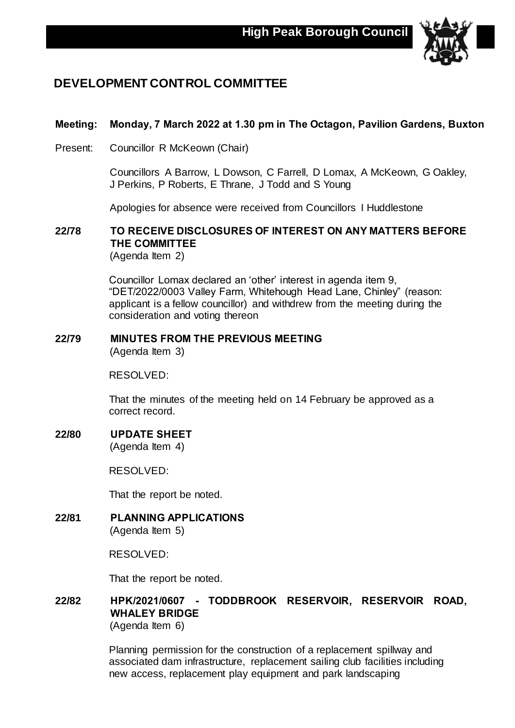# High Peak Borough Council

## DEVELOPMENT CONTROL COMMITTEE

**Meeting: Monday, 7 March 2022 at 1.30 pm in The Octagon, Pavilion Gardens, Buxton**

Present: Councillor R McKeown (Chair)

Councillors A Barrow, L Dowson, C Farrell, D Lomax, A McKeown, G Oakley, J Perkins, P Roberts, E Thrane, J Todd and S Young

Apologies for absence were received from Councillors I Huddlestone

### 22/78 TO RECEIVE DISCLOSURES OF INTEREST ON ANY MATTERS BEFORE THE COMMITTEE

(Agenda Item 2)

Councillor Lomax declared an 'other' interest in agenda item 9, "DET/2022/0003 Valley Farm, Whitehough Head Lane, Chinley" (reason: applicant is a fellow councillor) and withdrew from the meeting during the consideration and voting thereon

### 22/79 MINUTES FROM THE PREVIOUS MEETING

(Agenda Item 3)

RESOLVED:

That the minutes of the meeting held on 14 February be approved as a correct record.

### 22/80 UPDATE SHEET

(Agenda Item 4)

RESOLVED:

That the report be noted.

### 22/81 PLANNING APPLICATIONS

(Agenda Item 5)

RESOLVED:

That the report be noted.

### 22/82 HPK/2021/0607 - TODDBROOK RESERVOIR, RESERVOIR ROAD, WHALEY BRIDGE

(Agenda Item 6)

Planning permission for the construction of a replacement spillway and associated dam infrastructure, replacement sailing club facilities including new access, replacement play equipment and park landscaping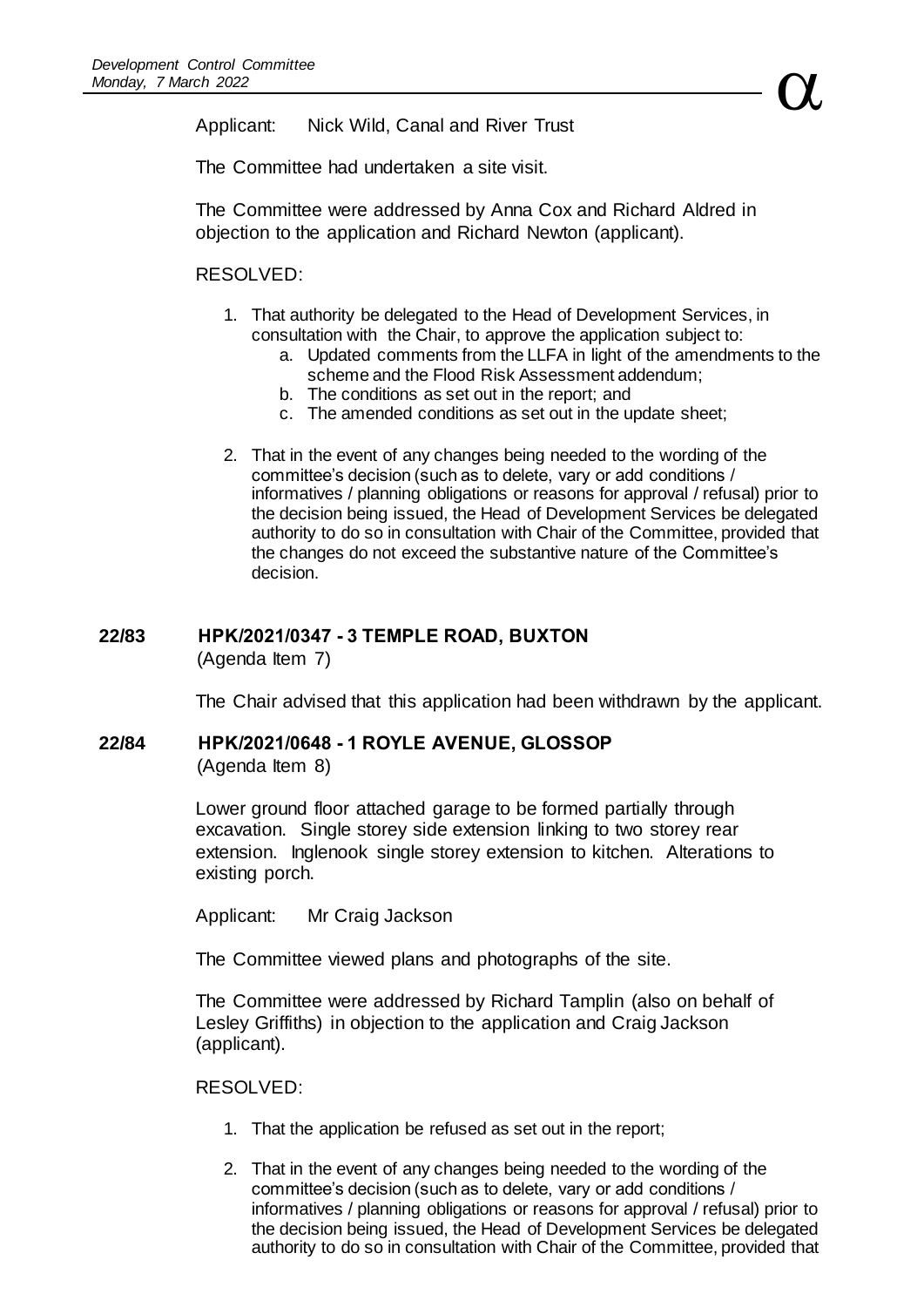Applicant: Nick Wild, Canal and River Trust

The Committee had undertaken a site visit.

The Committee were addressed by Anna Cox and Richard Aldred in objection to the application and Richard Newton (applicant).

RESOLVED:

1. That authority be delegated to the Head of Development Services, in consultation with the Chair, to approve the application subject to:
   a. Updated comments from the LLFA in light of the amendments to the scheme and the Flood Risk Assessment addendum;
   b. The conditions as set out in the report; and
   c. The amended conditions as set out in the update sheet;

2. That in the event of any changes being needed to the wording of the committee's decision (such as to delete, vary or add conditions / informatives / planning obligations or reasons for approval / refusal) prior to the decision being issued, the Head of Development Services be delegated authority to do so in consultation with Chair of the Committee, provided that the changes do not exceed the substantive nature of the Committee's decision.

## 22/83 HPK/2021/0347 - 3 TEMPLE ROAD, BUXTON

(Agenda Item 7)

The Chair advised that this application had been withdrawn by the applicant.

## 22/84 HPK/2021/0648 - 1 ROYLE AVENUE, GLOSSOP

(Agenda Item 8)

Lower ground floor attached garage to be formed partially through excavation. Single storey side extension linking to two storey rear extension. Inglenook single storey extension to kitchen. Alterations to existing porch.

Applicant: Mr Craig Jackson

The Committee viewed plans and photographs of the site.

The Committee were addressed by Richard Tamplin (also on behalf of Lesley Griffiths) in objection to the application and Craig Jackson (applicant).

RESOLVED:

1. That the application be refused as set out in the report;

2. That in the event of any changes being needed to the wording of the committee's decision (such as to delete, vary or add conditions / informatives / planning obligations or reasons for approval / refusal) prior to the decision being issued, the Head of Development Services be delegated authority to do so in consultation with Chair of the Committee, provided that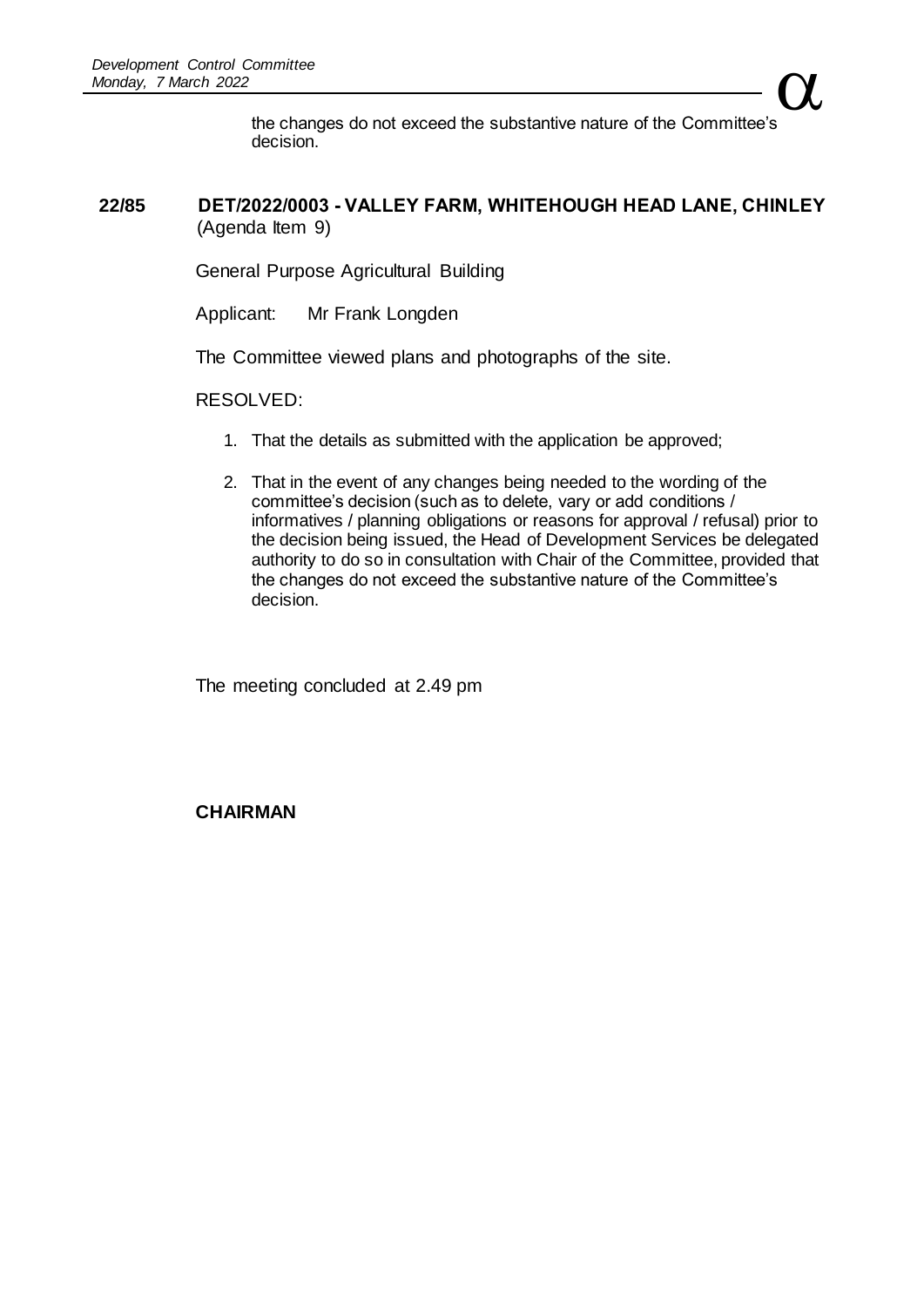the changes do not exceed the substantive nature of the Committee's decision.

**22/85 DET/2022/0003 - VALLEY FARM, WHITEHOUGH HEAD LANE, CHINLEY** (Agenda Item 9)

General Purpose Agricultural Building

Applicant: Mr Frank Longden

The Committee viewed plans and photographs of the site.

RESOLVED:

1. That the details as submitted with the application be approved;
2. That in the event of any changes being needed to the wording of the committee's decision (such as to delete, vary or add conditions / informatives / planning obligations or reasons for approval / refusal) prior to the decision being issued, the Head of Development Services be delegated authority to do so in consultation with Chair of the Committee, provided that the changes do not exceed the substantive nature of the Committee's decision.

The meeting concluded at 2.49 pm

**CHAIRMAN**